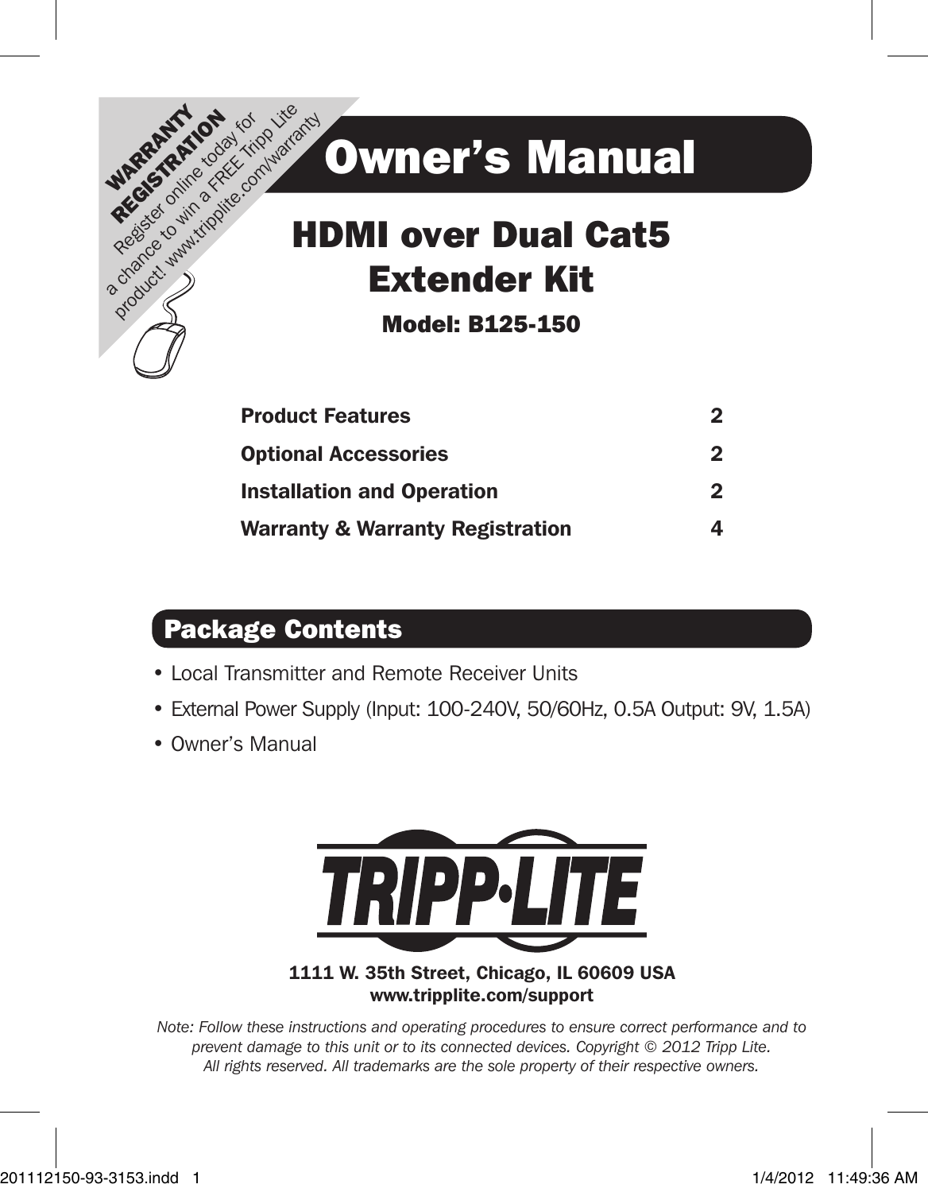**WARRANTY REGISTRATION**
Register online today for a chance to win a FREE Tripp Lite product! www.tripplite.com/warranty

# Owner's Manual

## HDMI over Dual Cat5 Extender Kit

### Model: B125-150

| | |
|---|---|
| **Product Features** | **2** |
| **Optional Accessories** | **2** |
| **Installation and Operation** | **2** |
| **Warranty & Warranty Registration** | **4** |

## Package Contents

- Local Transmitter and Remote Receiver Units
- External Power Supply (Input: 100-240V, 50/60Hz, 0.5A Output: 9V, 1.5A)
- Owner's Manual

**TRIPP·LITE**

**1111 W. 35th Street, Chicago, IL 60609 USA**
**www.tripplite.com/support**

*Note: Follow these instructions and operating procedures to ensure correct performance and to prevent damage to this unit or to its connected devices. Copyright © 2012 Tripp Lite. All rights reserved. All trademarks are the sole property of their respective owners.*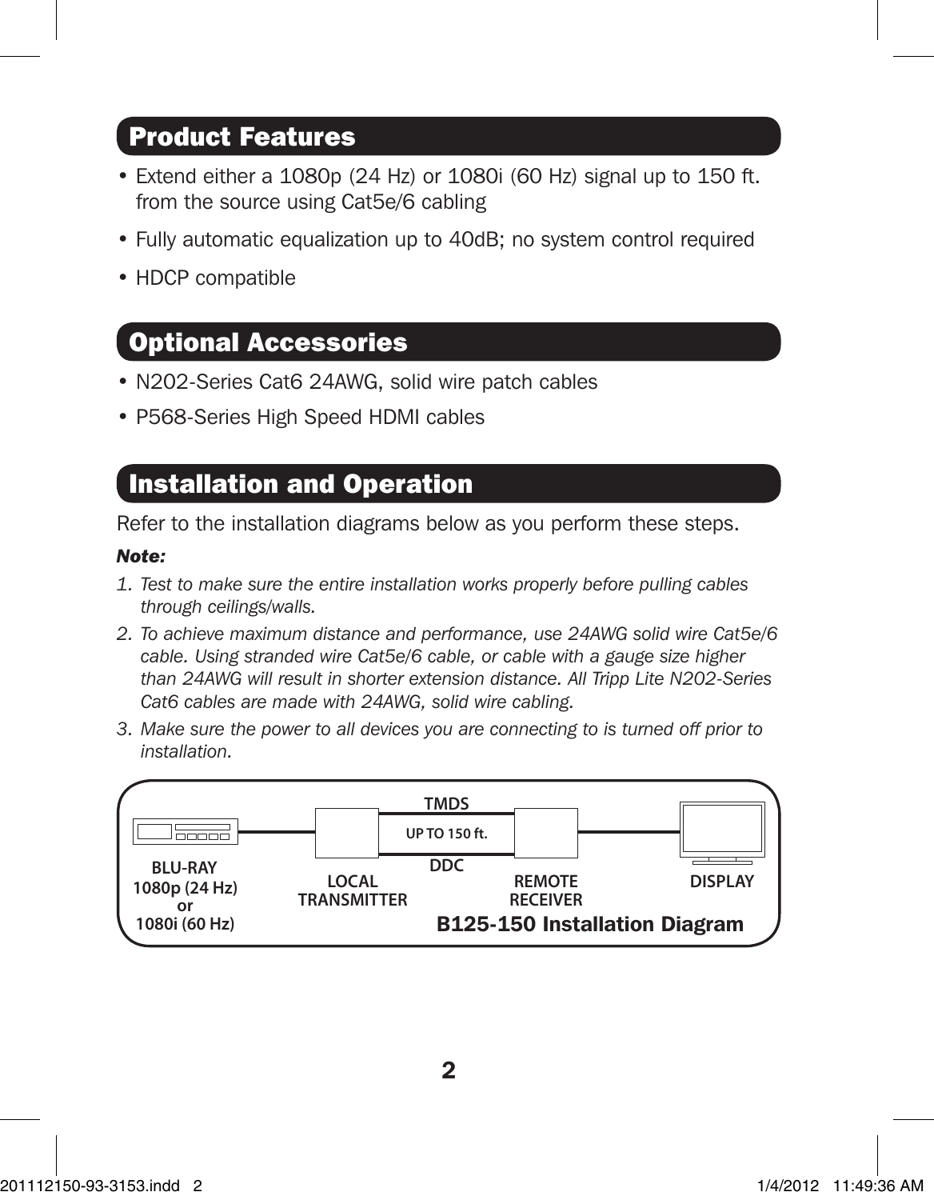## Product Features

- Extend either a 1080p (24 Hz) or 1080i (60 Hz) signal up to 150 ft. from the source using Cat5e/6 cabling
- Fully automatic equalization up to 40dB; no system control required
- HDCP compatible

## Optional Accessories

- N202-Series Cat6 24AWG, solid wire patch cables
- P568-Series High Speed HDMI cables

## Installation and Operation

Refer to the installation diagrams below as you perform these steps.

***Note:***

1. *Test to make sure the entire installation works properly before pulling cables through ceilings/walls.*
2. *To achieve maximum distance and performance, use 24AWG solid wire Cat5e/6 cable. Using stranded wire Cat5e/6 cable, or cable with a gauge size higher than 24AWG will result in shorter extension distance. All Tripp Lite N202-Series Cat6 cables are made with 24AWG, solid wire cabling.*
3. *Make sure the power to all devices you are connecting to is turned off prior to installation.*

BLU-RAY 1080p (24 Hz) or 1080i (60 Hz) — LOCAL TRANSMITTER — TMDS / UP TO 150 ft. / DDC — REMOTE RECEIVER — DISPLAY

**B125-150 Installation Diagram**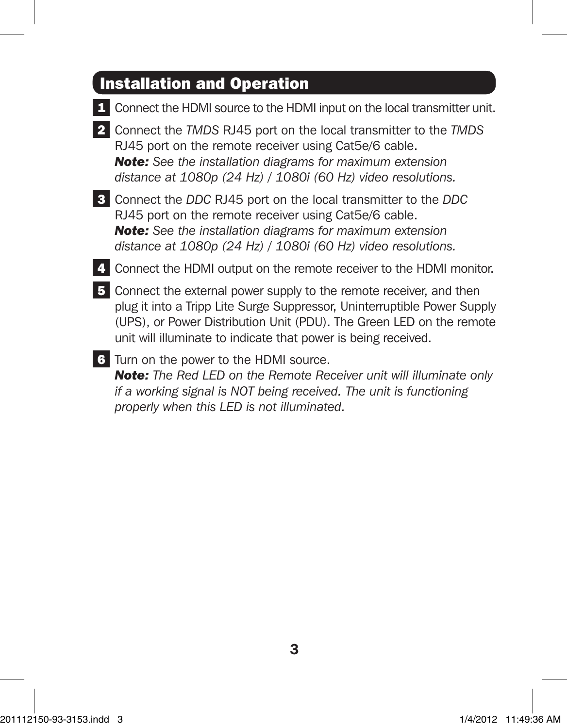## Installation and Operation

1. Connect the HDMI source to the HDMI input on the local transmitter unit.
2. Connect the *TMDS* RJ45 port on the local transmitter to the *TMDS* RJ45 port on the remote receiver using Cat5e/6 cable.
   ***Note:*** *See the installation diagrams for maximum extension distance at 1080p (24 Hz) / 1080i (60 Hz) video resolutions.*
3. Connect the *DDC* RJ45 port on the local transmitter to the *DDC* RJ45 port on the remote receiver using Cat5e/6 cable.
   ***Note:*** *See the installation diagrams for maximum extension distance at 1080p (24 Hz) / 1080i (60 Hz) video resolutions.*
4. Connect the HDMI output on the remote receiver to the HDMI monitor.
5. Connect the external power supply to the remote receiver, and then plug it into a Tripp Lite Surge Suppressor, Uninterruptible Power Supply (UPS), or Power Distribution Unit (PDU). The Green LED on the remote unit will illuminate to indicate that power is being received.
6. Turn on the power to the HDMI source.
   ***Note:*** *The Red LED on the Remote Receiver unit will illuminate only if a working signal is NOT being received. The unit is functioning properly when this LED is not illuminated.*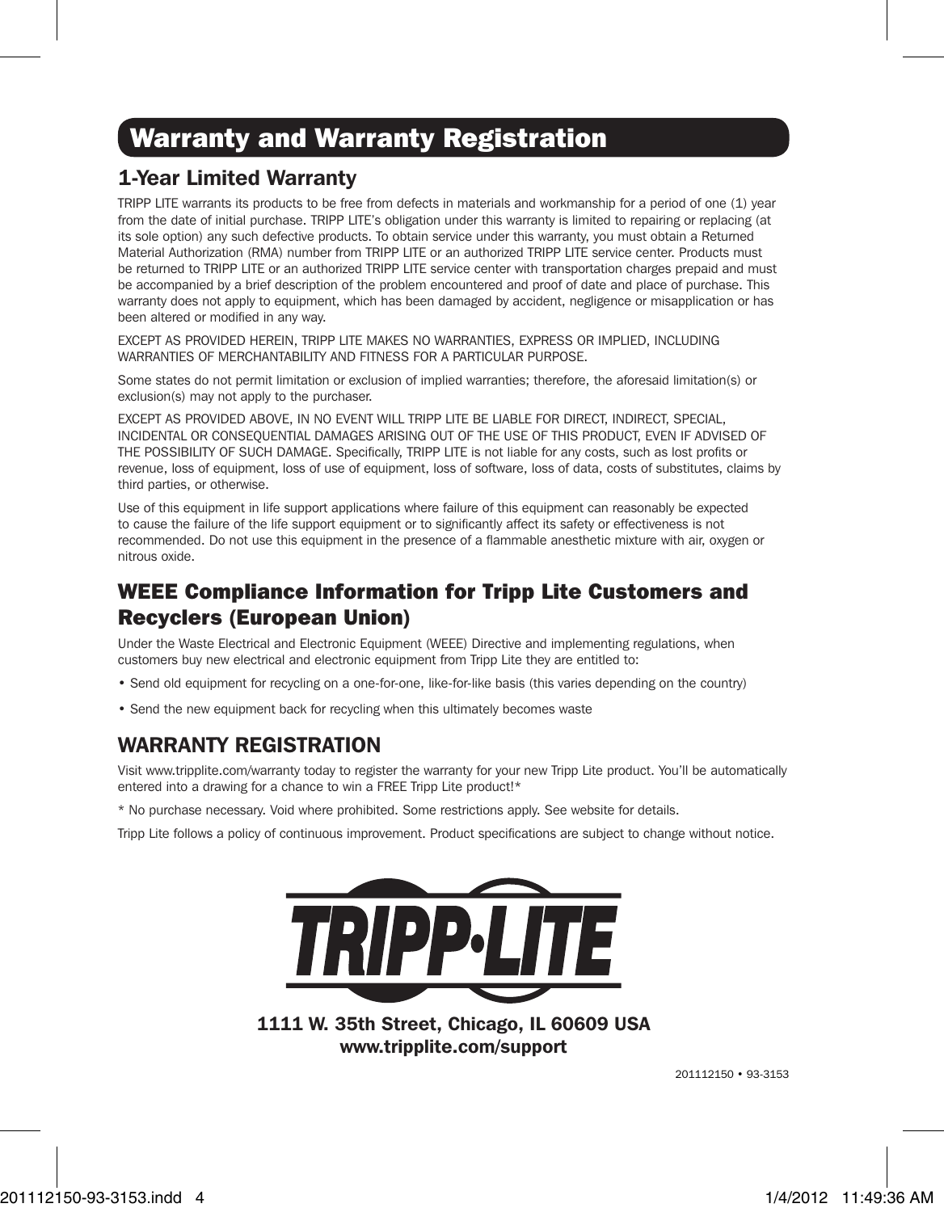# Warranty and Warranty Registration

## 1-Year Limited Warranty

TRIPP LITE warrants its products to be free from defects in materials and workmanship for a period of one (1) year from the date of initial purchase. TRIPP LITE's obligation under this warranty is limited to repairing or replacing (at its sole option) any such defective products. To obtain service under this warranty, you must obtain a Returned Material Authorization (RMA) number from TRIPP LITE or an authorized TRIPP LITE service center. Products must be returned to TRIPP LITE or an authorized TRIPP LITE service center with transportation charges prepaid and must be accompanied by a brief description of the problem encountered and proof of date and place of purchase. This warranty does not apply to equipment, which has been damaged by accident, negligence or misapplication or has been altered or modified in any way.

EXCEPT AS PROVIDED HEREIN, TRIPP LITE MAKES NO WARRANTIES, EXPRESS OR IMPLIED, INCLUDING WARRANTIES OF MERCHANTABILITY AND FITNESS FOR A PARTICULAR PURPOSE.

Some states do not permit limitation or exclusion of implied warranties; therefore, the aforesaid limitation(s) or exclusion(s) may not apply to the purchaser.

EXCEPT AS PROVIDED ABOVE, IN NO EVENT WILL TRIPP LITE BE LIABLE FOR DIRECT, INDIRECT, SPECIAL, INCIDENTAL OR CONSEQUENTIAL DAMAGES ARISING OUT OF THE USE OF THIS PRODUCT, EVEN IF ADVISED OF THE POSSIBILITY OF SUCH DAMAGE. Specifically, TRIPP LITE is not liable for any costs, such as lost profits or revenue, loss of equipment, loss of use of equipment, loss of software, loss of data, costs of substitutes, claims by third parties, or otherwise.

Use of this equipment in life support applications where failure of this equipment can reasonably be expected to cause the failure of the life support equipment or to significantly affect its safety or effectiveness is not recommended. Do not use this equipment in the presence of a flammable anesthetic mixture with air, oxygen or nitrous oxide.

## WEEE Compliance Information for Tripp Lite Customers and Recyclers (European Union)

Under the Waste Electrical and Electronic Equipment (WEEE) Directive and implementing regulations, when customers buy new electrical and electronic equipment from Tripp Lite they are entitled to:

- Send old equipment for recycling on a one-for-one, like-for-like basis (this varies depending on the country)
- Send the new equipment back for recycling when this ultimately becomes waste

## WARRANTY REGISTRATION

Visit www.tripplite.com/warranty today to register the warranty for your new Tripp Lite product. You'll be automatically entered into a drawing for a chance to win a FREE Tripp Lite product!*

* No purchase necessary. Void where prohibited. Some restrictions apply. See website for details.

Tripp Lite follows a policy of continuous improvement. Product specifications are subject to change without notice.

**TRIPP·LITE**

**1111 W. 35th Street, Chicago, IL 60609 USA**
**www.tripplite.com/support**

201112150 • 93-3153